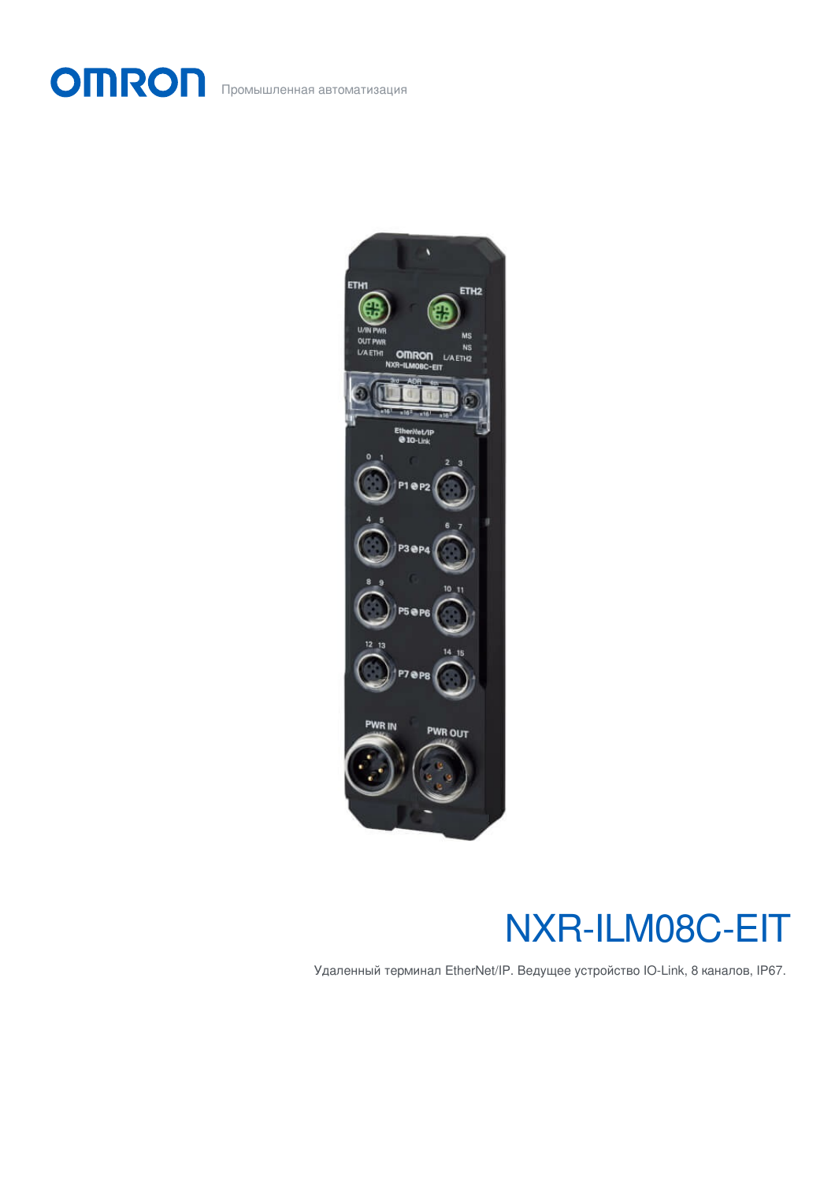OMRON Промышленная автоматизация

# NXR-ILM08C-EIT

Удаленный терминал EtherNet/IP. Ведущее устройство IO-Link, 8 каналов, IP67.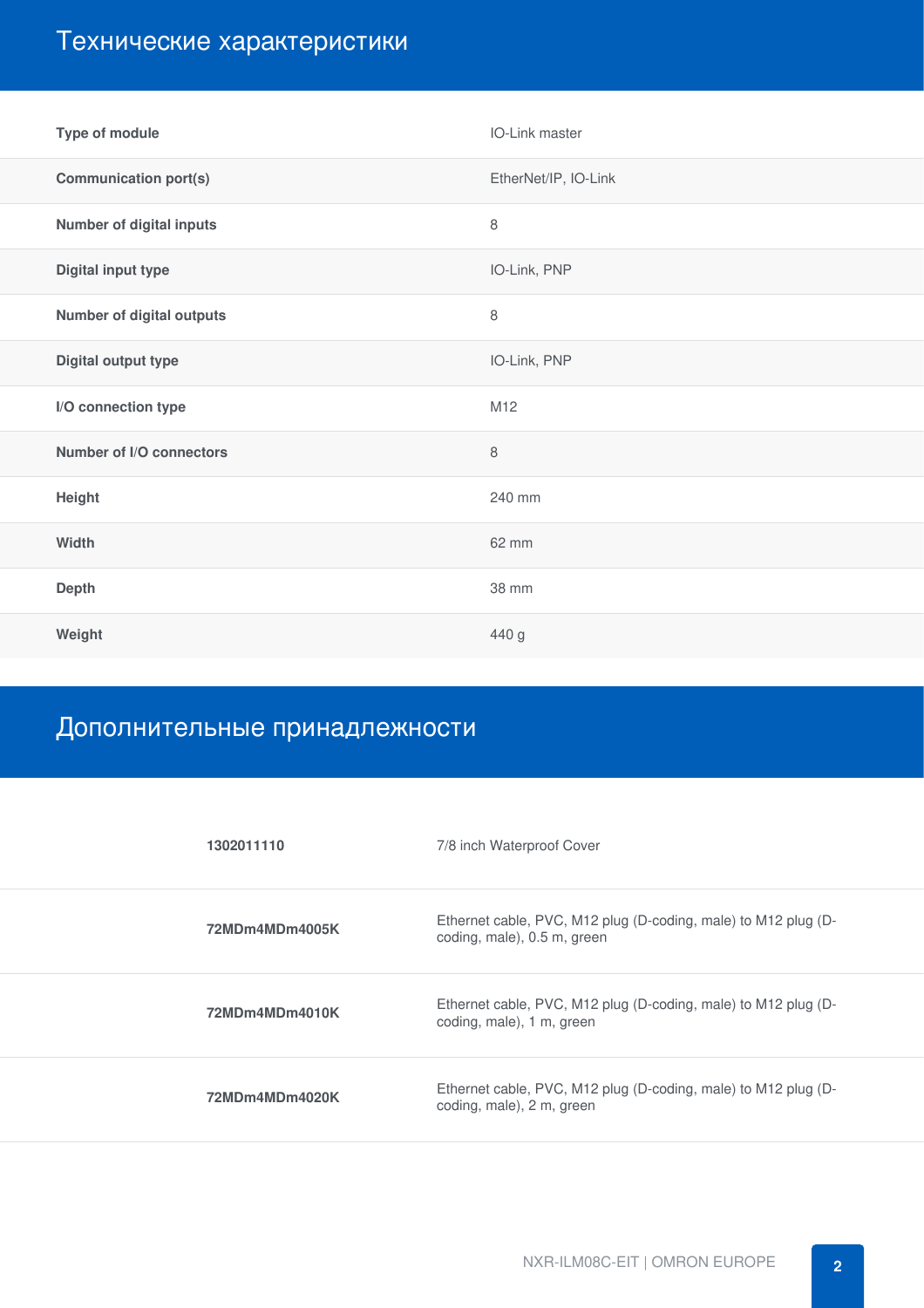## Технические характеристики

| | |
|---|---|
| **Type of module** | IO-Link master |
| **Communication port(s)** | EtherNet/IP, IO-Link |
| **Number of digital inputs** | 8 |
| **Digital input type** | IO-Link, PNP |
| **Number of digital outputs** | 8 |
| **Digital output type** | IO-Link, PNP |
| **I/O connection type** | M12 |
| **Number of I/O connectors** | 8 |
| **Height** | 240 mm |
| **Width** | 62 mm |
| **Depth** | 38 mm |
| **Weight** | 440 g |

## Дополнительные принадлежности

| | |
|---|---|
| **1302011110** | 7/8 inch Waterproof Cover |
| **72MDm4MDm4005K** | Ethernet cable, PVC, M12 plug (D-coding, male) to M12 plug (D-coding, male), 0.5 m, green |
| **72MDm4MDm4010K** | Ethernet cable, PVC, M12 plug (D-coding, male) to M12 plug (D-coding, male), 1 m, green |
| **72MDm4MDm4020K** | Ethernet cable, PVC, M12 plug (D-coding, male) to M12 plug (D-coding, male), 2 m, green |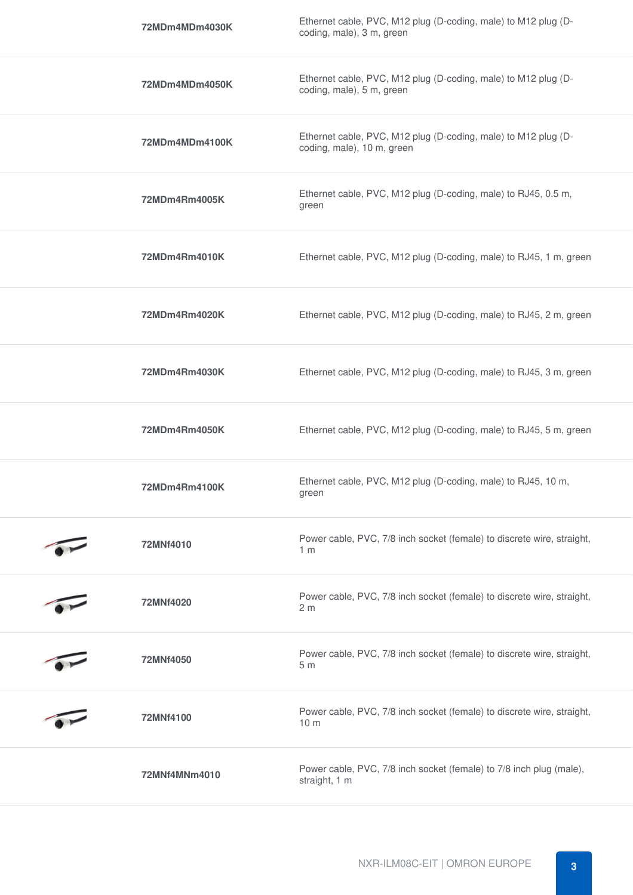| | | |
|---|---|---|
| | 72MDm4MDm4030K | Ethernet cable, PVC, M12 plug (D-coding, male) to M12 plug (D-coding, male), 3 m, green |
| | 72MDm4MDm4050K | Ethernet cable, PVC, M12 plug (D-coding, male) to M12 plug (D-coding, male), 5 m, green |
| | 72MDm4MDm4100K | Ethernet cable, PVC, M12 plug (D-coding, male) to M12 plug (D-coding, male), 10 m, green |
| | 72MDm4Rm4005K | Ethernet cable, PVC, M12 plug (D-coding, male) to RJ45, 0.5 m, green |
| | 72MDm4Rm4010K | Ethernet cable, PVC, M12 plug (D-coding, male) to RJ45, 1 m, green |
| | 72MDm4Rm4020K | Ethernet cable, PVC, M12 plug (D-coding, male) to RJ45, 2 m, green |
| | 72MDm4Rm4030K | Ethernet cable, PVC, M12 plug (D-coding, male) to RJ45, 3 m, green |
| | 72MDm4Rm4050K | Ethernet cable, PVC, M12 plug (D-coding, male) to RJ45, 5 m, green |
| | 72MDm4Rm4100K | Ethernet cable, PVC, M12 plug (D-coding, male) to RJ45, 10 m, green |
| | 72MNf4010 | Power cable, PVC, 7/8 inch socket (female) to discrete wire, straight, 1 m |
| | 72MNf4020 | Power cable, PVC, 7/8 inch socket (female) to discrete wire, straight, 2 m |
| | 72MNf4050 | Power cable, PVC, 7/8 inch socket (female) to discrete wire, straight, 5 m |
| | 72MNf4100 | Power cable, PVC, 7/8 inch socket (female) to discrete wire, straight, 10 m |
| | 72MNf4MNm4010 | Power cable, PVC, 7/8 inch socket (female) to 7/8 inch plug (male), straight, 1 m |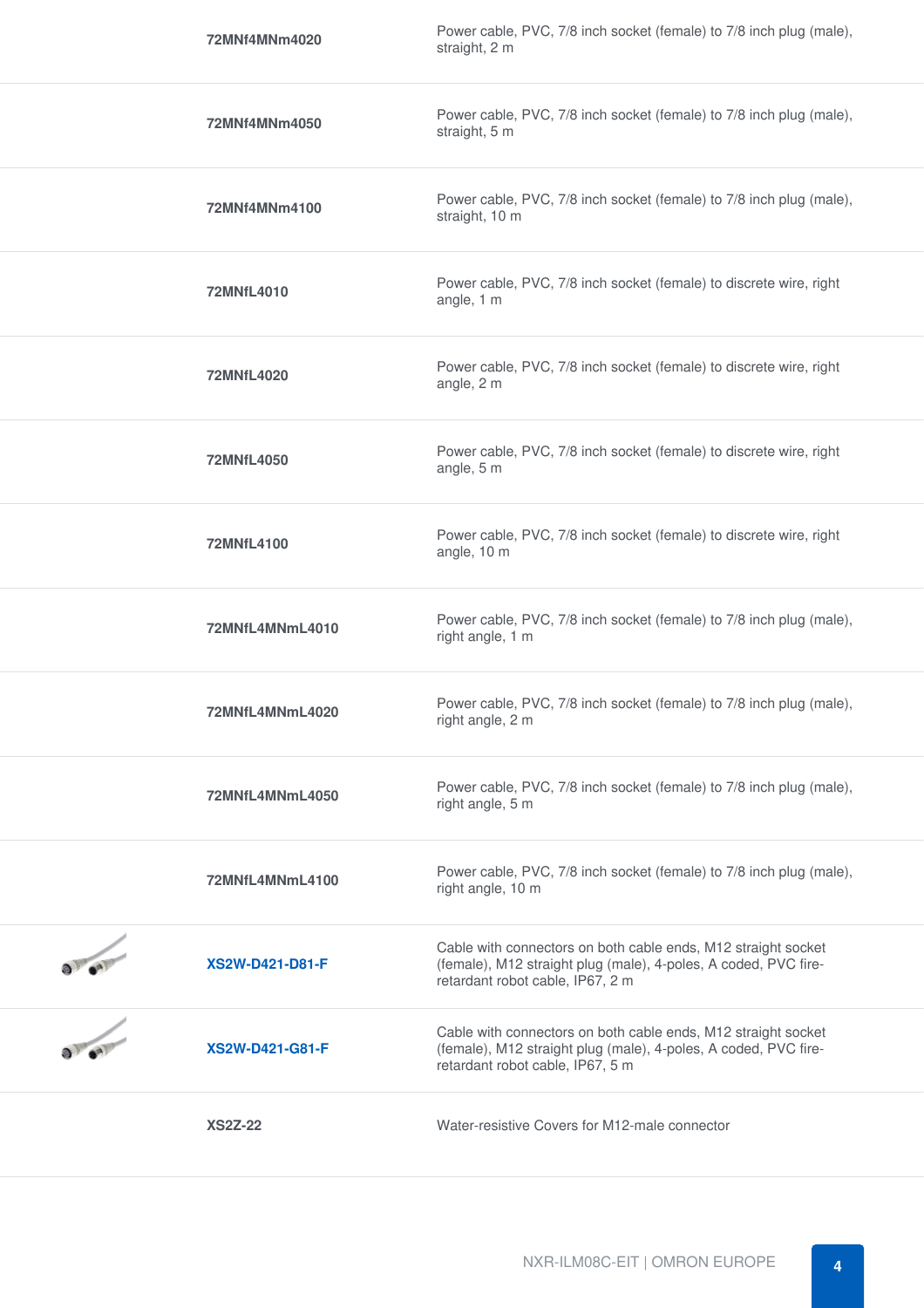| | | |
|---|---|---|
| | **72MNf4MNm4020** | Power cable, PVC, 7/8 inch socket (female) to 7/8 inch plug (male), straight, 2 m |
| | **72MNf4MNm4050** | Power cable, PVC, 7/8 inch socket (female) to 7/8 inch plug (male), straight, 5 m |
| | **72MNf4MNm4100** | Power cable, PVC, 7/8 inch socket (female) to 7/8 inch plug (male), straight, 10 m |
| | **72MNfL4010** | Power cable, PVC, 7/8 inch socket (female) to discrete wire, right angle, 1 m |
| | **72MNfL4020** | Power cable, PVC, 7/8 inch socket (female) to discrete wire, right angle, 2 m |
| | **72MNfL4050** | Power cable, PVC, 7/8 inch socket (female) to discrete wire, right angle, 5 m |
| | **72MNfL4100** | Power cable, PVC, 7/8 inch socket (female) to discrete wire, right angle, 10 m |
| | **72MNfL4MNmL4010** | Power cable, PVC, 7/8 inch socket (female) to 7/8 inch plug (male), right angle, 1 m |
| | **72MNfL4MNmL4020** | Power cable, PVC, 7/8 inch socket (female) to 7/8 inch plug (male), right angle, 2 m |
| | **72MNfL4MNmL4050** | Power cable, PVC, 7/8 inch socket (female) to 7/8 inch plug (male), right angle, 5 m |
| | **72MNfL4MNmL4100** | Power cable, PVC, 7/8 inch socket (female) to 7/8 inch plug (male), right angle, 10 m |
| | **XS2W-D421-D81-F** | Cable with connectors on both cable ends, M12 straight socket (female), M12 straight plug (male), 4-poles, A coded, PVC fire-retardant robot cable, IP67, 2 m |
| | **XS2W-D421-G81-F** | Cable with connectors on both cable ends, M12 straight socket (female), M12 straight plug (male), 4-poles, A coded, PVC fire-retardant robot cable, IP67, 5 m |
| | **XS2Z-22** | Water-resistive Covers for M12-male connector |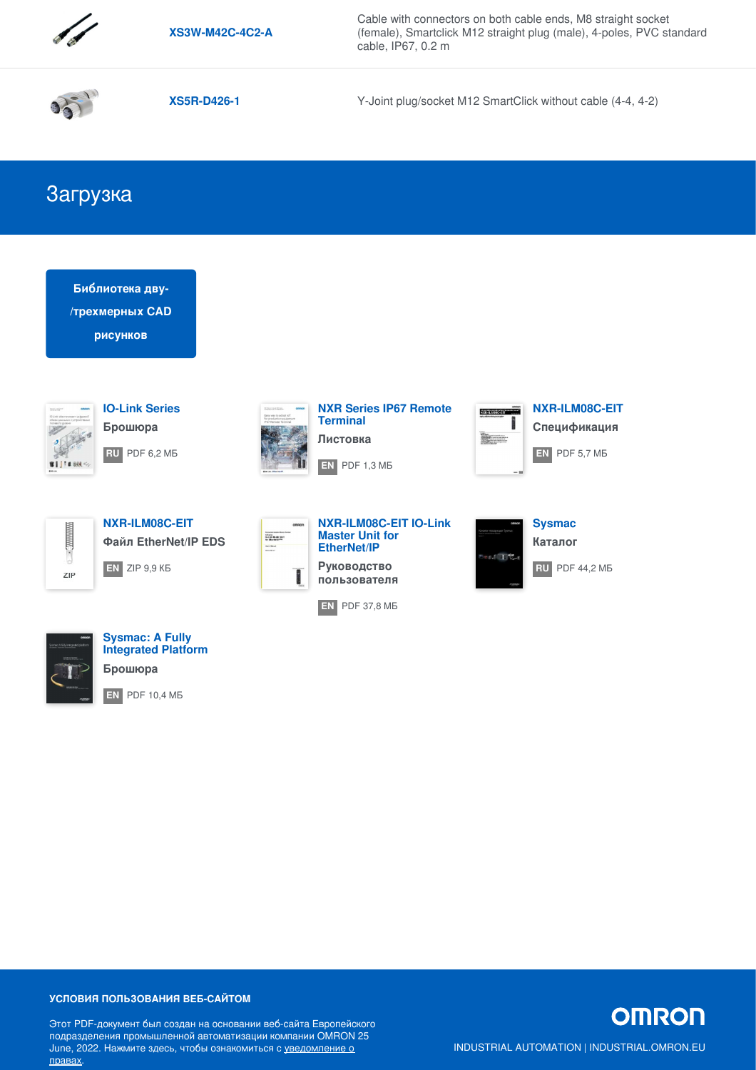| | |
|---|---|
| XS3W-M42C-4C2-A | Cable with connectors on both cable ends, M8 straight socket (female), Smartclick M12 straight plug (male), 4-poles, PVC standard cable, IP67, 0.2 m |
| XS5R-D426-1 | Y-Joint plug/socket M12 SmartClick without cable (4-4, 4-2) |

## Загрузка

**Библиотека дву-/трехмерных CAD рисунков**

**IO-Link Series**
**Брошюра**
RU PDF 6,2 МБ

**NXR Series IP67 Remote Terminal**
**Листовка**
EN PDF 1,3 МБ

**NXR-ILM08C-EIT**
**Спецификация**
EN PDF 5,7 МБ

**NXR-ILM08C-EIT**
**Файл EtherNet/IP EDS**
EN ZIP 9,9 КБ

**NXR-ILM08C-EIT IO-Link Master Unit for EtherNet/IP**
**Руководство пользователя**
EN PDF 37,8 МБ

**Sysmac**
**Каталог**
RU PDF 44,2 МБ

**Sysmac: A Fully Integrated Platform**
**Брошюра**
EN PDF 10,4 МБ

**УСЛОВИЯ ПОЛЬЗОВАНИЯ ВЕБ-САЙТОМ**

Этот PDF-документ был создан на основании веб-сайта Европейского подразделения промышленной автоматизации компании OMRON 25 June, 2022. Нажмите здесь, чтобы ознакомиться с уведомление о правах.

OMRON

INDUSTRIAL AUTOMATION | INDUSTRIAL.OMRON.EU